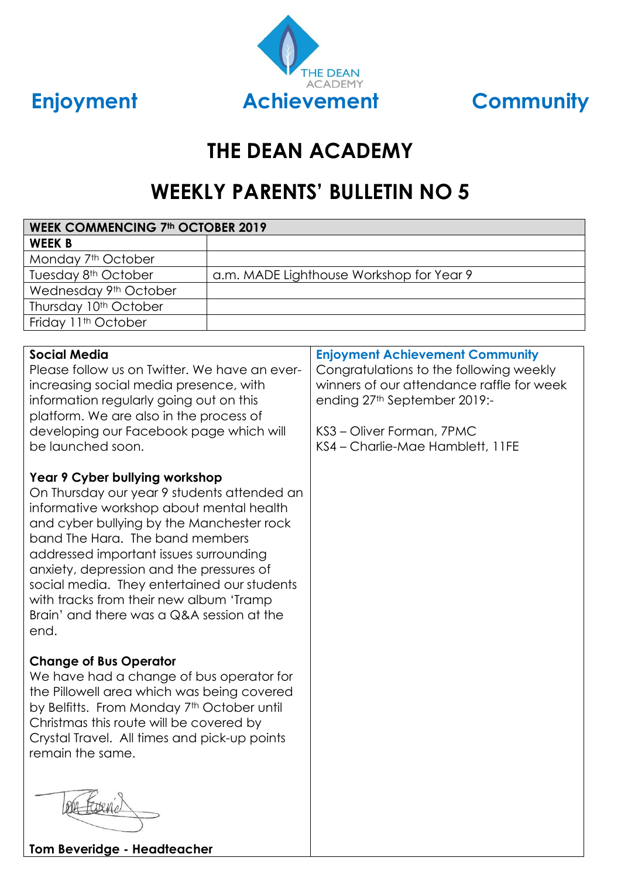**Enjoyment** **Achievement** **Community**

THE DEAN ACADEMY

# THE DEAN ACADEMY

## WEEKLY PARENTS' BULLETIN NO 5

| WEEK COMMENCING 7th OCTOBER 2019 | |
|---|---|
| **WEEK B** | |
| Monday 7th October | |
| Tuesday 8th October | a.m. MADE Lighthouse Workshop for Year 9 |
| Wednesday 9th October | |
| Thursday 10th October | |
| Friday 11th October | |

**Social Media**
Please follow us on Twitter. We have an ever-increasing social media presence, with information regularly going out on this platform. We are also in the process of developing our Facebook page which will be launched soon.

**Year 9 Cyber bullying workshop**
On Thursday our year 9 students attended an informative workshop about mental health and cyber bullying by the Manchester rock band The Hara. The band members addressed important issues surrounding anxiety, depression and the pressures of social media. They entertained our students with tracks from their new album 'Tramp Brain' and there was a Q&A session at the end.

**Change of Bus Operator**
We have had a change of bus operator for the Pillowell area which was being covered by Belfitts. From Monday 7th October until Christmas this route will be covered by Crystal Travel. All times and pick-up points remain the same.

**Tom Beveridge - Headteacher**

**Enjoyment Achievement Community**
Congratulations to the following weekly winners of our attendance raffle for week ending 27th September 2019:-

KS3 – Oliver Forman, 7PMC
KS4 – Charlie-Mae Hamblett, 11FE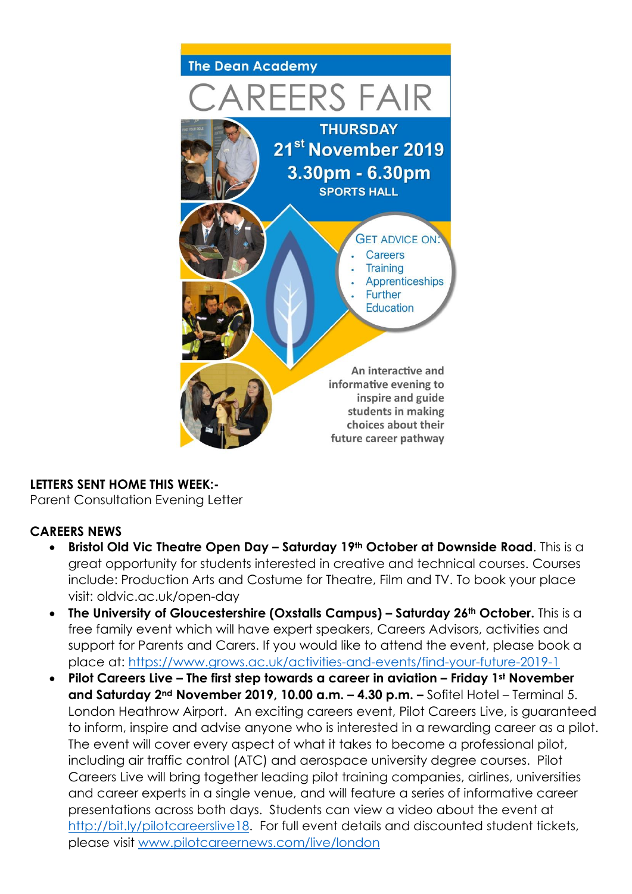The Dean Academy

# CAREERS FAIR

**THURSDAY**

**21st November 2019**

**3.30pm - 6.30pm**

**SPORTS HALL**

GET ADVICE ON:

- Careers
- Training
- Apprenticeships
- Further Education

**An interactive and informative evening to inspire and guide students in making choices about their future career pathway**

**LETTERS SENT HOME THIS WEEK:-**

Parent Consultation Evening Letter

**CAREERS NEWS**

- **Bristol Old Vic Theatre Open Day – Saturday 19th October at Downside Road**. This is a great opportunity for students interested in creative and technical courses. Courses include: Production Arts and Costume for Theatre, Film and TV. To book your place visit: oldvic.ac.uk/open-day
- **The University of Gloucestershire (Oxstalls Campus) – Saturday 26th October.** This is a free family event which will have expert speakers, Careers Advisors, activities and support for Parents and Carers. If you would like to attend the event, please book a place at: https://www.grows.ac.uk/activities-and-events/find-your-future-2019-1
- **Pilot Careers Live – The first step towards a career in aviation – Friday 1st November and Saturday 2nd November 2019, 10.00 a.m. – 4.30 p.m. –** Sofitel Hotel – Terminal 5. London Heathrow Airport. An exciting careers event, Pilot Careers Live, is guaranteed to inform, inspire and advise anyone who is interested in a rewarding career as a pilot. The event will cover every aspect of what it takes to become a professional pilot, including air traffic control (ATC) and aerospace university degree courses. Pilot Careers Live will bring together leading pilot training companies, airlines, universities and career experts in a single venue, and will feature a series of informative career presentations across both days. Students can view a video about the event at http://bit.ly/pilotcareerslive18. For full event details and discounted student tickets, please visit www.pilotcareernews.com/live/london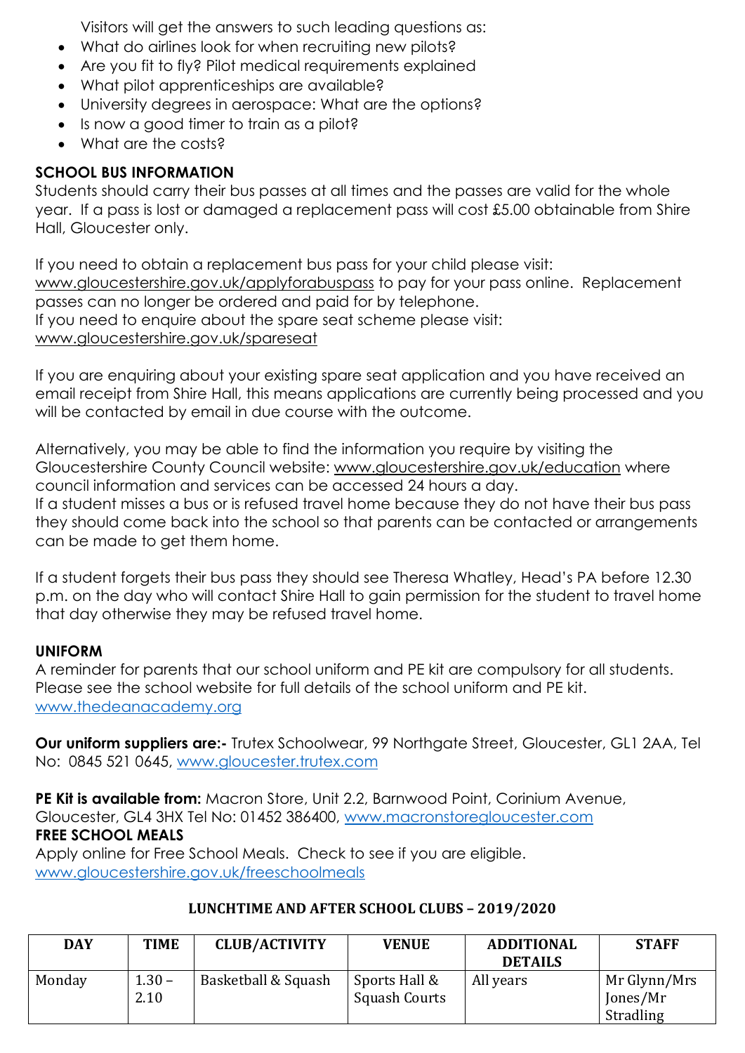Visitors will get the answers to such leading questions as:

- What do airlines look for when recruiting new pilots?
- Are you fit to fly? Pilot medical requirements explained
- What pilot apprenticeships are available?
- University degrees in aerospace: What are the options?
- Is now a good timer to train as a pilot?
- What are the costs?

**SCHOOL BUS INFORMATION**

Students should carry their bus passes at all times and the passes are valid for the whole year. If a pass is lost or damaged a replacement pass will cost £5.00 obtainable from Shire Hall, Gloucester only.

If you need to obtain a replacement bus pass for your child please visit: www.gloucestershire.gov.uk/applyforabuspass to pay for your pass online. Replacement passes can no longer be ordered and paid for by telephone.
If you need to enquire about the spare seat scheme please visit: www.gloucestershire.gov.uk/spareseat

If you are enquiring about your existing spare seat application and you have received an email receipt from Shire Hall, this means applications are currently being processed and you will be contacted by email in due course with the outcome.

Alternatively, you may be able to find the information you require by visiting the Gloucestershire County Council website: www.gloucestershire.gov.uk/education where council information and services can be accessed 24 hours a day.
If a student misses a bus or is refused travel home because they do not have their bus pass they should come back into the school so that parents can be contacted or arrangements can be made to get them home.

If a student forgets their bus pass they should see Theresa Whatley, Head's PA before 12.30 p.m. on the day who will contact Shire Hall to gain permission for the student to travel home that day otherwise they may be refused travel home.

**UNIFORM**

A reminder for parents that our school uniform and PE kit are compulsory for all students. Please see the school website for full details of the school uniform and PE kit. www.thedeanacademy.org

**Our uniform suppliers are:-** Trutex Schoolwear, 99 Northgate Street, Gloucester, GL1 2AA, Tel No: 0845 521 0645, www.gloucester.trutex.com

**PE Kit is available from:** Macron Store, Unit 2.2, Barnwood Point, Corinium Avenue, Gloucester, GL4 3HX Tel No: 01452 386400, www.macronstoregloucester.com

**FREE SCHOOL MEALS**

Apply online for Free School Meals. Check to see if you are eligible. www.gloucestershire.gov.uk/freeschoolmeals

**LUNCHTIME AND AFTER SCHOOL CLUBS – 2019/2020**

| DAY | TIME | CLUB/ACTIVITY | VENUE | ADDITIONAL DETAILS | STAFF |
|---|---|---|---|---|---|
| Monday | 1.30 – 2.10 | Basketball & Squash | Sports Hall & Squash Courts | All years | Mr Glynn/Mrs Jones/Mr Stradling |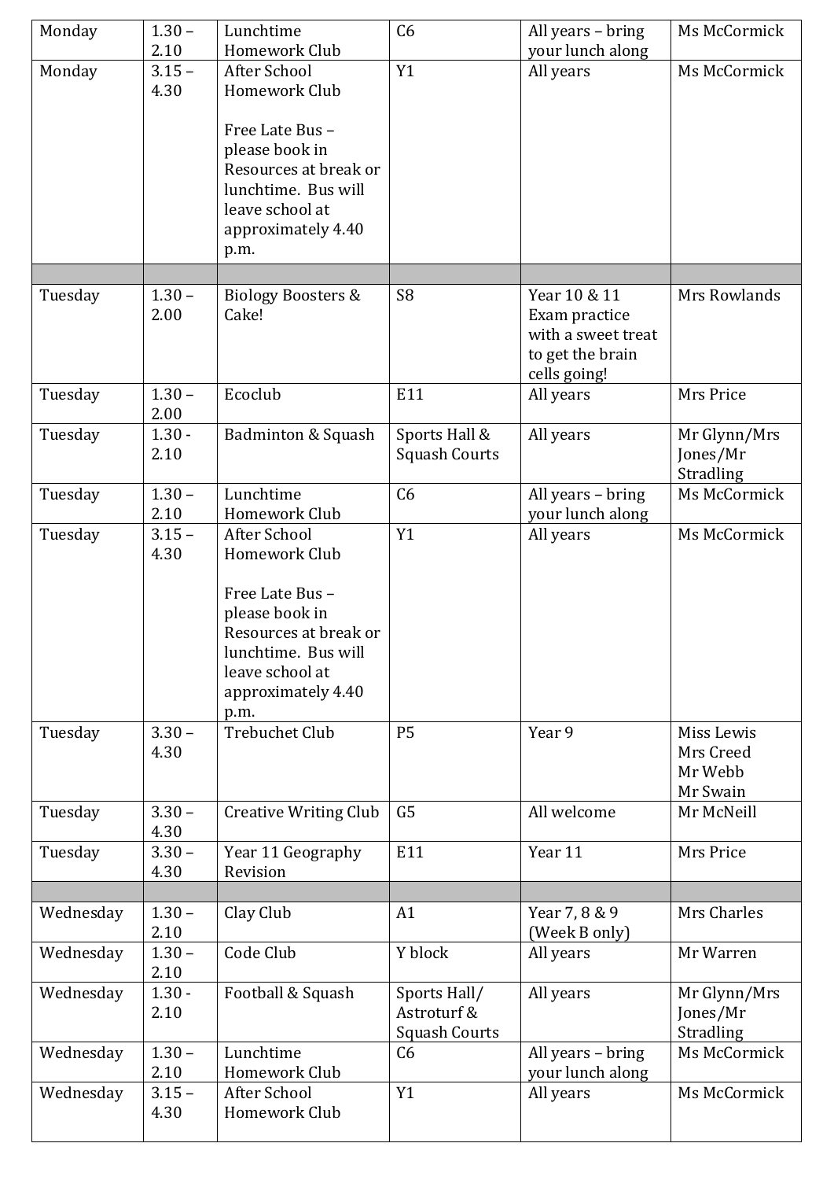| Monday | 1.30 – 2.10 | Lunchtime Homework Club | C6 | All years – bring your lunch along | Ms McCormick |
|---|---|---|---|---|---|
| Monday | 3.15 – 4.30 | After School Homework Club<br><br>Free Late Bus – please book in Resources at break or lunchtime. Bus will leave school at approximately 4.40 p.m. | Y1 | All years | Ms McCormick |
| | | | | | |
| Tuesday | 1.30 – 2.00 | Biology Boosters & Cake! | S8 | Year 10 & 11 Exam practice with a sweet treat to get the brain cells going! | Mrs Rowlands |
| Tuesday | 1.30 – 2.00 | Ecoclub | E11 | All years | Mrs Price |
| Tuesday | 1.30 - 2.10 | Badminton & Squash | Sports Hall & Squash Courts | All years | Mr Glynn/Mrs Jones/Mr Stradling |
| Tuesday | 1.30 – 2.10 | Lunchtime Homework Club | C6 | All years – bring your lunch along | Ms McCormick |
| Tuesday | 3.15 – 4.30 | After School Homework Club<br><br>Free Late Bus – please book in Resources at break or lunchtime. Bus will leave school at approximately 4.40 p.m. | Y1 | All years | Ms McCormick |
| Tuesday | 3.30 – 4.30 | Trebuchet Club | P5 | Year 9 | Miss Lewis<br>Mrs Creed<br>Mr Webb<br>Mr Swain |
| Tuesday | 3.30 – 4.30 | Creative Writing Club | G5 | All welcome | Mr McNeill |
| Tuesday | 3.30 – 4.30 | Year 11 Geography Revision | E11 | Year 11 | Mrs Price |
| | | | | | |
| Wednesday | 1.30 – 2.10 | Clay Club | A1 | Year 7, 8 & 9 (Week B only) | Mrs Charles |
| Wednesday | 1.30 – 2.10 | Code Club | Y block | All years | Mr Warren |
| Wednesday | 1.30 - 2.10 | Football & Squash | Sports Hall/ Astroturf & Squash Courts | All years | Mr Glynn/Mrs Jones/Mr Stradling |
| Wednesday | 1.30 – 2.10 | Lunchtime Homework Club | C6 | All years – bring your lunch along | Ms McCormick |
| Wednesday | 3.15 – 4.30 | After School Homework Club | Y1 | All years | Ms McCormick |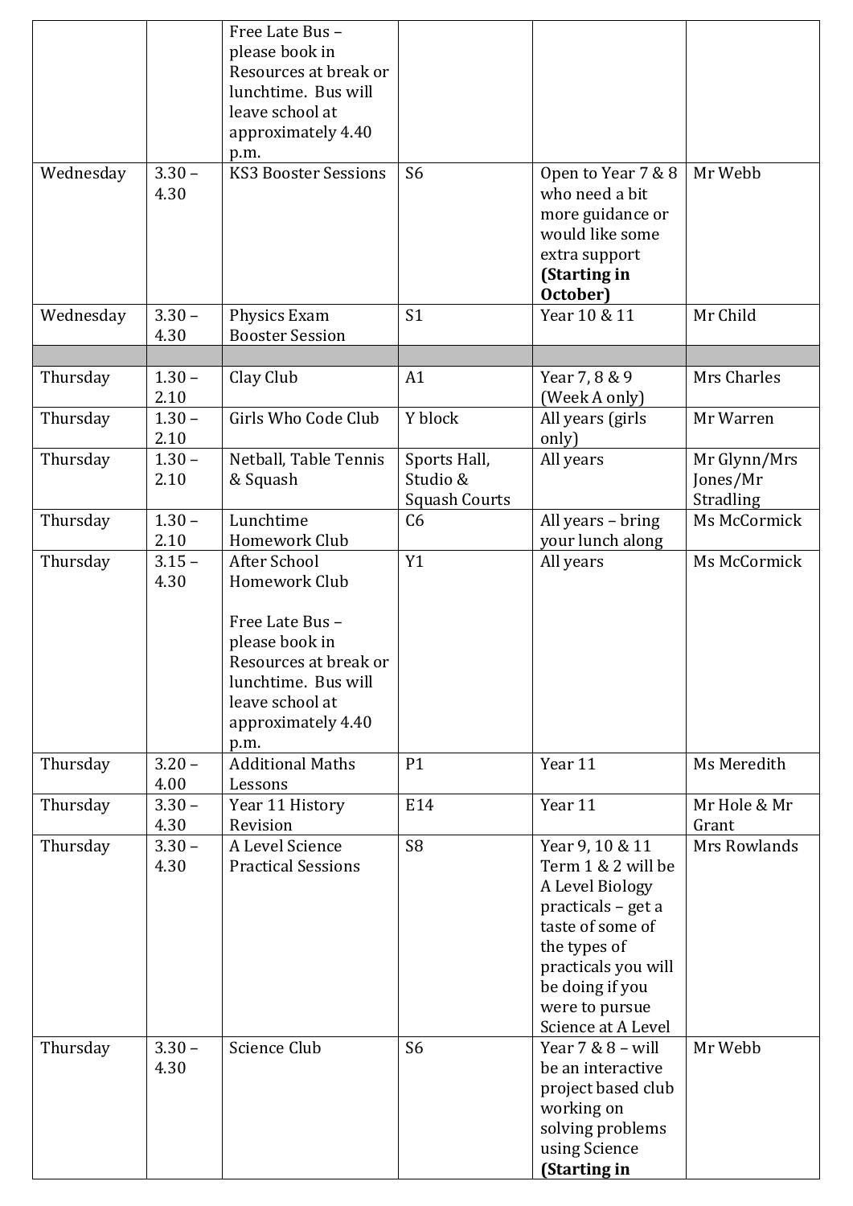| | | | | | |
|---|---|---|---|---|---|
| | | Free Late Bus – please book in Resources at break or lunchtime. Bus will leave school at approximately 4.40 p.m. | | | |
| Wednesday | 3.30 – 4.30 | KS3 Booster Sessions | S6 | Open to Year 7 & 8 who need a bit more guidance or would like some extra support **(Starting in October)** | Mr Webb |
| Wednesday | 3.30 – 4.30 | Physics Exam Booster Session | S1 | Year 10 & 11 | Mr Child |
| | | | | | |
| Thursday | 1.30 – 2.10 | Clay Club | A1 | Year 7, 8 & 9 (Week A only) | Mrs Charles |
| Thursday | 1.30 – 2.10 | Girls Who Code Club | Y block | All years (girls only) | Mr Warren |
| Thursday | 1.30 – 2.10 | Netball, Table Tennis & Squash | Sports Hall, Studio & Squash Courts | All years | Mr Glynn/Mrs Jones/Mr Stradling |
| Thursday | 1.30 – 2.10 | Lunchtime Homework Club | C6 | All years – bring your lunch along | Ms McCormick |
| Thursday | 3.15 – 4.30 | After School Homework Club<br><br>Free Late Bus – please book in Resources at break or lunchtime. Bus will leave school at approximately 4.40 p.m. | Y1 | All years | Ms McCormick |
| Thursday | 3.20 – 4.00 | Additional Maths Lessons | P1 | Year 11 | Ms Meredith |
| Thursday | 3.30 – 4.30 | Year 11 History Revision | E14 | Year 11 | Mr Hole & Mr Grant |
| Thursday | 3.30 – 4.30 | A Level Science Practical Sessions | S8 | Year 9, 10 & 11 Term 1 & 2 will be A Level Biology practicals – get a taste of some of the types of practicals you will be doing if you were to pursue Science at A Level | Mrs Rowlands |
| Thursday | 3.30 – 4.30 | Science Club | S6 | Year 7 & 8 – will be an interactive project based club working on solving problems using Science **(Starting in** | Mr Webb |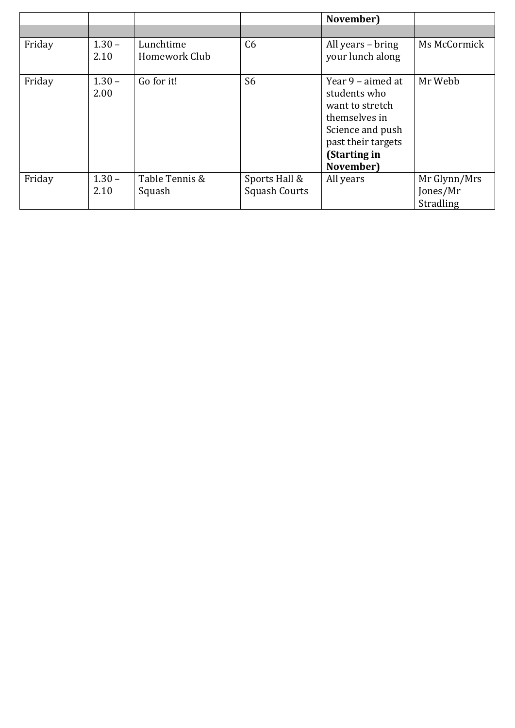| | | | | | |
|---|---|---|---|---|---|
| | | | | **November)** | |
| | | | | | |
| Friday | 1.30 – 2.10 | Lunchtime Homework Club | C6 | All years – bring your lunch along | Ms McCormick |
| Friday | 1.30 – 2.00 | Go for it! | S6 | Year 9 – aimed at students who want to stretch themselves in Science and push past their targets **(Starting in November)** | Mr Webb |
| Friday | 1.30 – 2.10 | Table Tennis & Squash | Sports Hall & Squash Courts | All years | Mr Glynn/Mrs Jones/Mr Stradling |